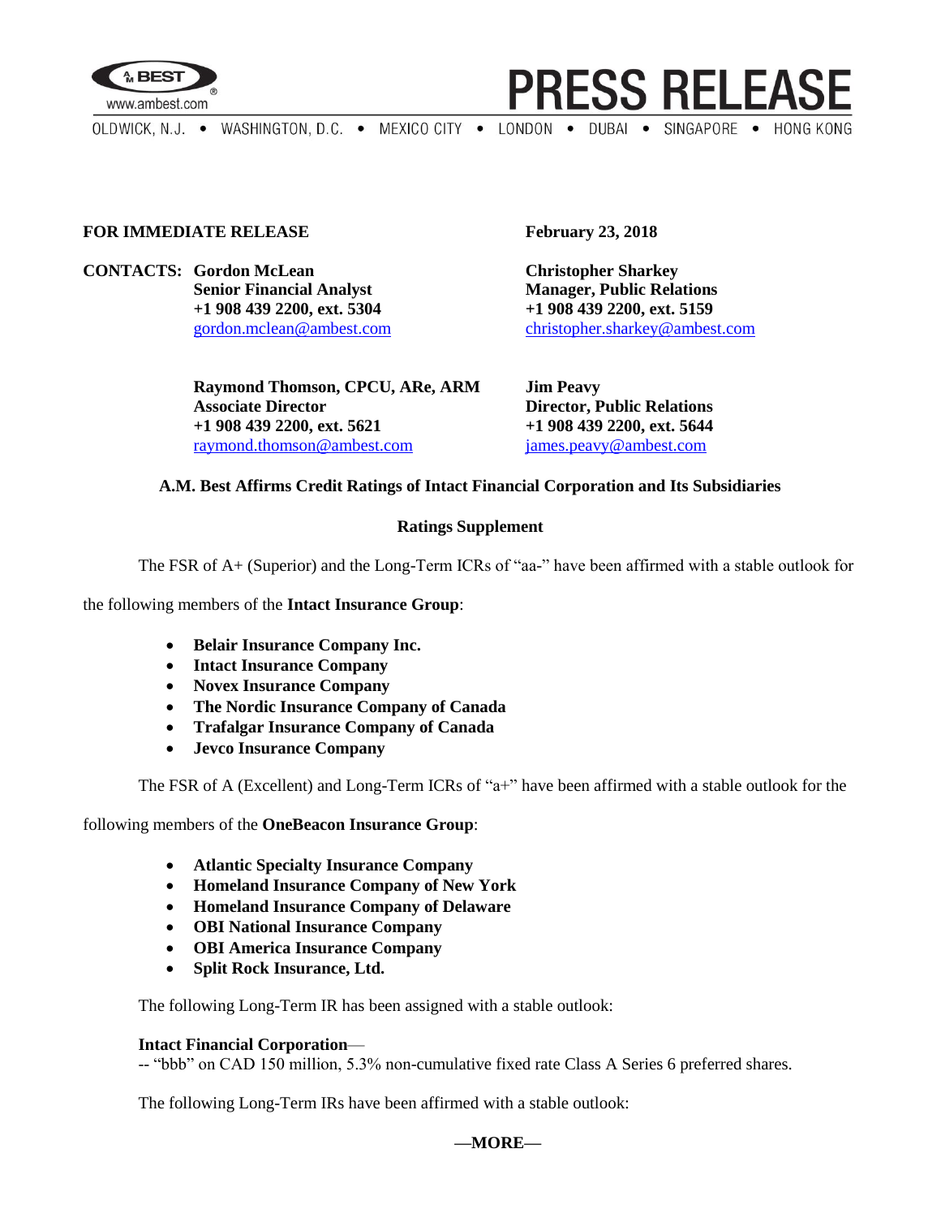**FOR IMMEDIATE RELEASE**

**February 23, 2018**

**CONTACTS:**

**Gordon McLean**
**Senior Financial Analyst**
**+1 908 439 2200, ext. 5304**
gordon.mclean@ambest.com

**Christopher Sharkey**
**Manager, Public Relations**
**+1 908 439 2200, ext. 5159**
christopher.sharkey@ambest.com

**Raymond Thomson, CPCU, ARe, ARM**
**Associate Director**
**+1 908 439 2200, ext. 5621**
raymond.thomson@ambest.com

**Jim Peavy**
**Director, Public Relations**
**+1 908 439 2200, ext. 5644**
james.peavy@ambest.com

**A.M. Best Affirms Credit Ratings of Intact Financial Corporation and Its Subsidiaries**

**Ratings Supplement**

The FSR of A+ (Superior) and the Long-Term ICRs of "aa-" have been affirmed with a stable outlook for the following members of the **Intact Insurance Group**:

- **Belair Insurance Company Inc.**
- **Intact Insurance Company**
- **Novex Insurance Company**
- **The Nordic Insurance Company of Canada**
- **Trafalgar Insurance Company of Canada**
- **Jevco Insurance Company**

The FSR of A (Excellent) and Long-Term ICRs of "a+" have been affirmed with a stable outlook for the following members of the **OneBeacon Insurance Group**:

- **Atlantic Specialty Insurance Company**
- **Homeland Insurance Company of New York**
- **Homeland Insurance Company of Delaware**
- **OBI National Insurance Company**
- **OBI America Insurance Company**
- **Split Rock Insurance, Ltd.**

The following Long-Term IR has been assigned with a stable outlook:

**Intact Financial Corporation**—
-- "bbb" on CAD 150 million, 5.3% non-cumulative fixed rate Class A Series 6 preferred shares.

The following Long-Term IRs have been affirmed with a stable outlook:

**—MORE—**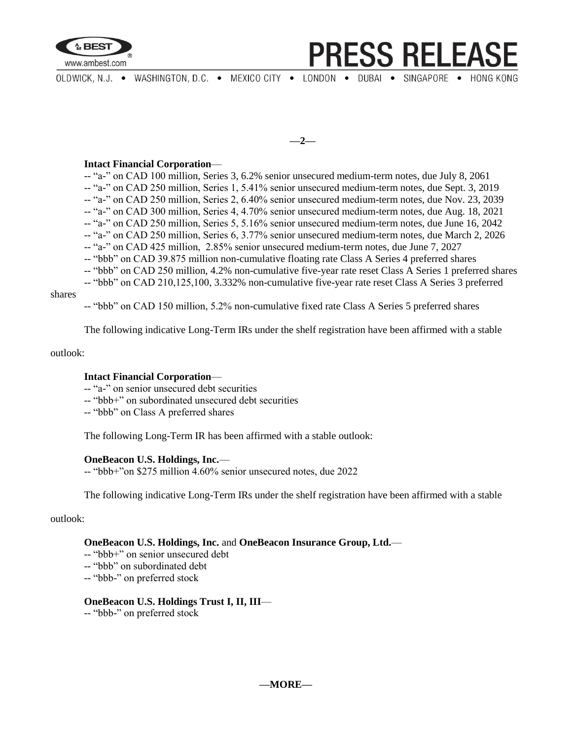**Intact Financial Corporation**—
-- "a-" on CAD 100 million, Series 3, 6.2% senior unsecured medium-term notes, due July 8, 2061
-- "a-" on CAD 250 million, Series 1, 5.41% senior unsecured medium-term notes, due Sept. 3, 2019
-- "a-" on CAD 250 million, Series 2, 6.40% senior unsecured medium-term notes, due Nov. 23, 2039
-- "a-" on CAD 300 million, Series 4, 4.70% senior unsecured medium-term notes, due Aug. 18, 2021
-- "a-" on CAD 250 million, Series 5, 5.16% senior unsecured medium-term notes, due June 16, 2042
-- "a-" on CAD 250 million, Series 6, 3.77% senior unsecured medium-term notes, due March 2, 2026
-- "a-" on CAD 425 million, 2.85% senior unsecured medium-term notes, due June 7, 2027
-- "bbb" on CAD 39.875 million non-cumulative floating rate Class A Series 4 preferred shares
-- "bbb" on CAD 250 million, 4.2% non-cumulative five-year rate reset Class A Series 1 preferred shares
-- "bbb" on CAD 210,125,100, 3.332% non-cumulative five-year rate reset Class A Series 3 preferred shares
-- "bbb" on CAD 150 million, 5.2% non-cumulative fixed rate Class A Series 5 preferred shares

The following indicative Long-Term IRs under the shelf registration have been affirmed with a stable outlook:

**Intact Financial Corporation**—
-- "a-" on senior unsecured debt securities
-- "bbb+" on subordinated unsecured debt securities
-- "bbb" on Class A preferred shares

The following Long-Term IR has been affirmed with a stable outlook:

**OneBeacon U.S. Holdings, Inc.**—
-- "bbb+"on $275 million 4.60% senior unsecured notes, due 2022

The following indicative Long-Term IRs under the shelf registration have been affirmed with a stable outlook:

**OneBeacon U.S. Holdings, Inc.** and **OneBeacon Insurance Group, Ltd.**—
-- "bbb+" on senior unsecured debt
-- "bbb" on subordinated debt
-- "bbb-" on preferred stock

**OneBeacon U.S. Holdings Trust I, II, III**—
-- "bbb-" on preferred stock

**—MORE—**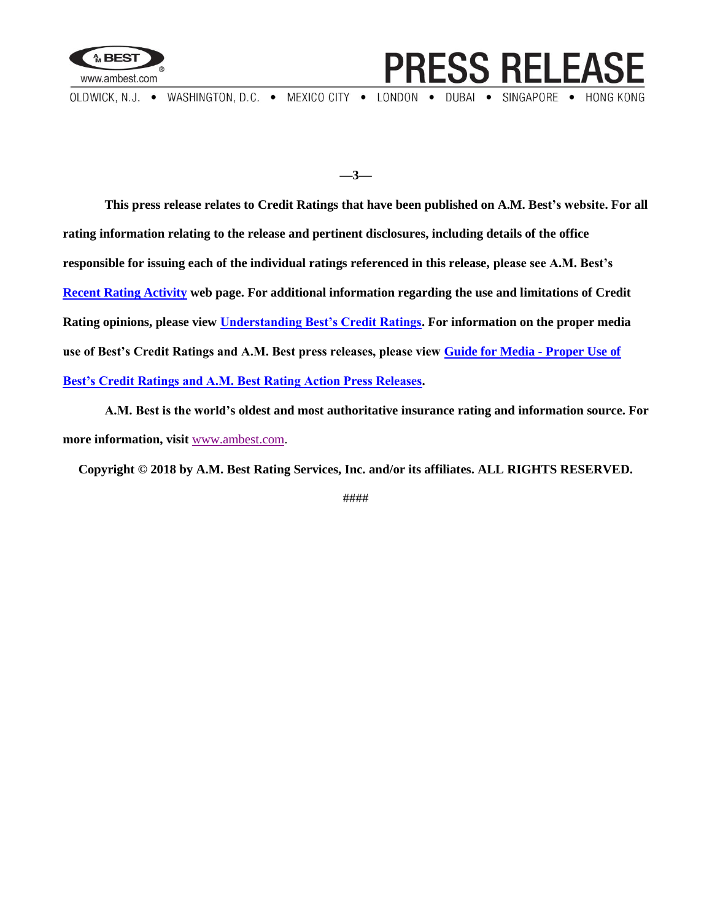**This press release relates to Credit Ratings that have been published on A.M. Best's website. For all rating information relating to the release and pertinent disclosures, including details of the office responsible for issuing each of the individual ratings referenced in this release, please see A.M. Best's Recent Rating Activity web page. For additional information regarding the use and limitations of Credit Rating opinions, please view Understanding Best's Credit Ratings. For information on the proper media use of Best's Credit Ratings and A.M. Best press releases, please view Guide for Media - Proper Use of Best's Credit Ratings and A.M. Best Rating Action Press Releases.**

**A.M. Best is the world's oldest and most authoritative insurance rating and information source. For more information, visit** www.ambest.com.

**Copyright © 2018 by A.M. Best Rating Services, Inc. and/or its affiliates. ALL RIGHTS RESERVED.**

####